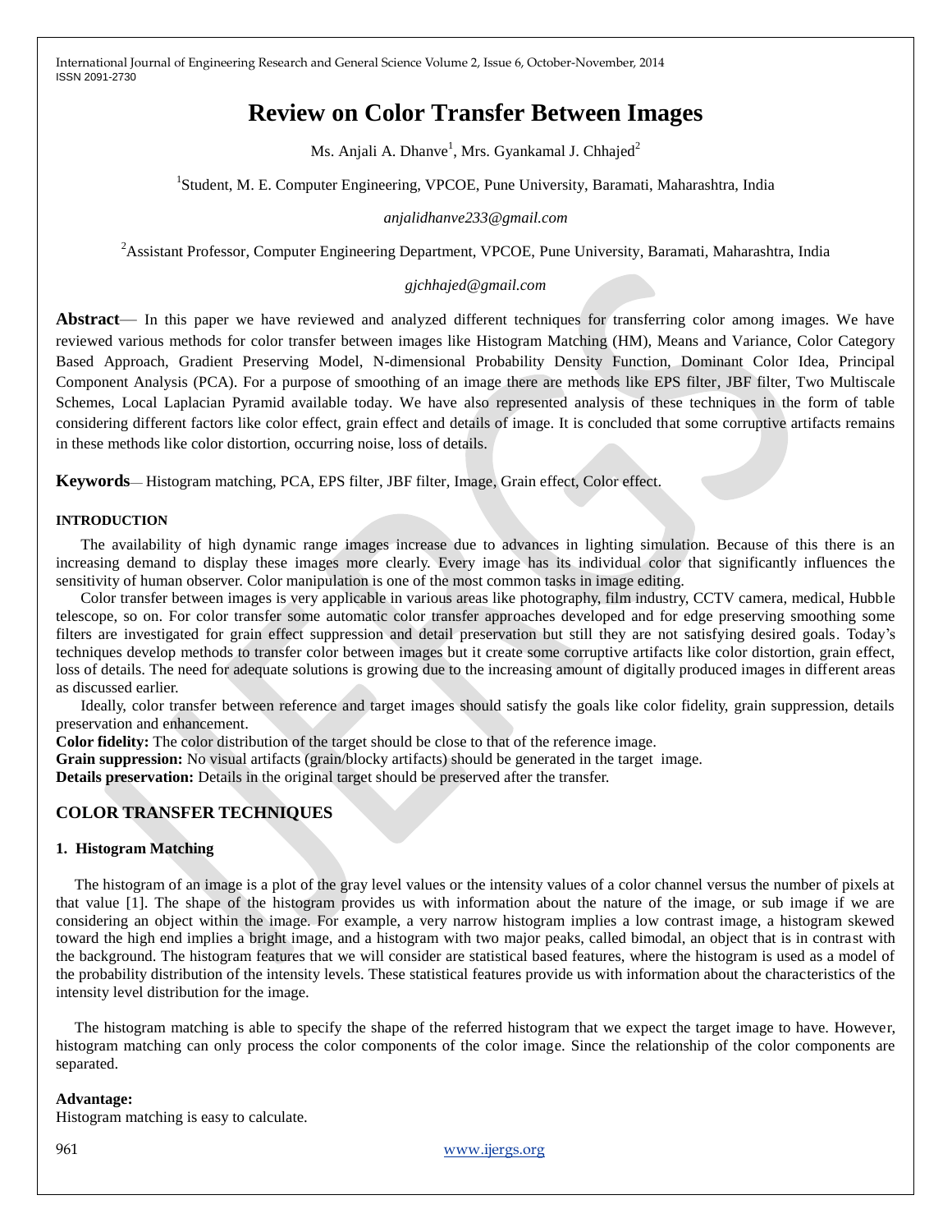# Review on Color Transfer Between Images

Ms. Anjali A. Dhanve[1], Mrs. Gyankamal J. Chhajed[2]

[1]Student, M. E. Computer Engineering, VPCOE, Pune University, Baramati, Maharashtra, India

*anjalidhanve233@gmail.com*

[2]Assistant Professor, Computer Engineering Department, VPCOE, Pune University, Baramati, Maharashtra, India

*gjchhajed@gmail.com*

**Abstract**— In this paper we have reviewed and analyzed different techniques for transferring color among images. We have reviewed various methods for color transfer between images like Histogram Matching (HM), Means and Variance, Color Category Based Approach, Gradient Preserving Model, N-dimensional Probability Density Function, Dominant Color Idea, Principal Component Analysis (PCA). For a purpose of smoothing of an image there are methods like EPS filter, JBF filter, Two Multiscale Schemes, Local Laplacian Pyramid available today. We have also represented analysis of these techniques in the form of table considering different factors like color effect, grain effect and details of image. It is concluded that some corruptive artifacts remains in these methods like color distortion, occurring noise, loss of details.

**Keywords**— Histogram matching, PCA, EPS filter, JBF filter, Image, Grain effect, Color effect.

## INTRODUCTION

The availability of high dynamic range images increase due to advances in lighting simulation. Because of this there is an increasing demand to display these images more clearly. Every image has its individual color that significantly influences the sensitivity of human observer. Color manipulation is one of the most common tasks in image editing.

Color transfer between images is very applicable in various areas like photography, film industry, CCTV camera, medical, Hubble telescope, so on. For color transfer some automatic color transfer approaches developed and for edge preserving smoothing some filters are investigated for grain effect suppression and detail preservation but still they are not satisfying desired goals. Today's techniques develop methods to transfer color between images but it create some corruptive artifacts like color distortion, grain effect, loss of details. The need for adequate solutions is growing due to the increasing amount of digitally produced images in different areas as discussed earlier.

Ideally, color transfer between reference and target images should satisfy the goals like color fidelity, grain suppression, details preservation and enhancement.

**Color fidelity:** The color distribution of the target should be close to that of the reference image.

**Grain suppression:** No visual artifacts (grain/blocky artifacts) should be generated in the target image.

**Details preservation:** Details in the original target should be preserved after the transfer.

## COLOR TRANSFER TECHNIQUES

### 1. Histogram Matching

The histogram of an image is a plot of the gray level values or the intensity values of a color channel versus the number of pixels at that value [1]. The shape of the histogram provides us with information about the nature of the image, or sub image if we are considering an object within the image. For example, a very narrow histogram implies a low contrast image, a histogram skewed toward the high end implies a bright image, and a histogram with two major peaks, called bimodal, an object that is in contrast with the background. The histogram features that we will consider are statistical based features, where the histogram is used as a model of the probability distribution of the intensity levels. These statistical features provide us with information about the characteristics of the intensity level distribution for the image.

The histogram matching is able to specify the shape of the referred histogram that we expect the target image to have. However, histogram matching can only process the color components of the color image. Since the relationship of the color components are separated.

**Advantage:**

Histogram matching is easy to calculate.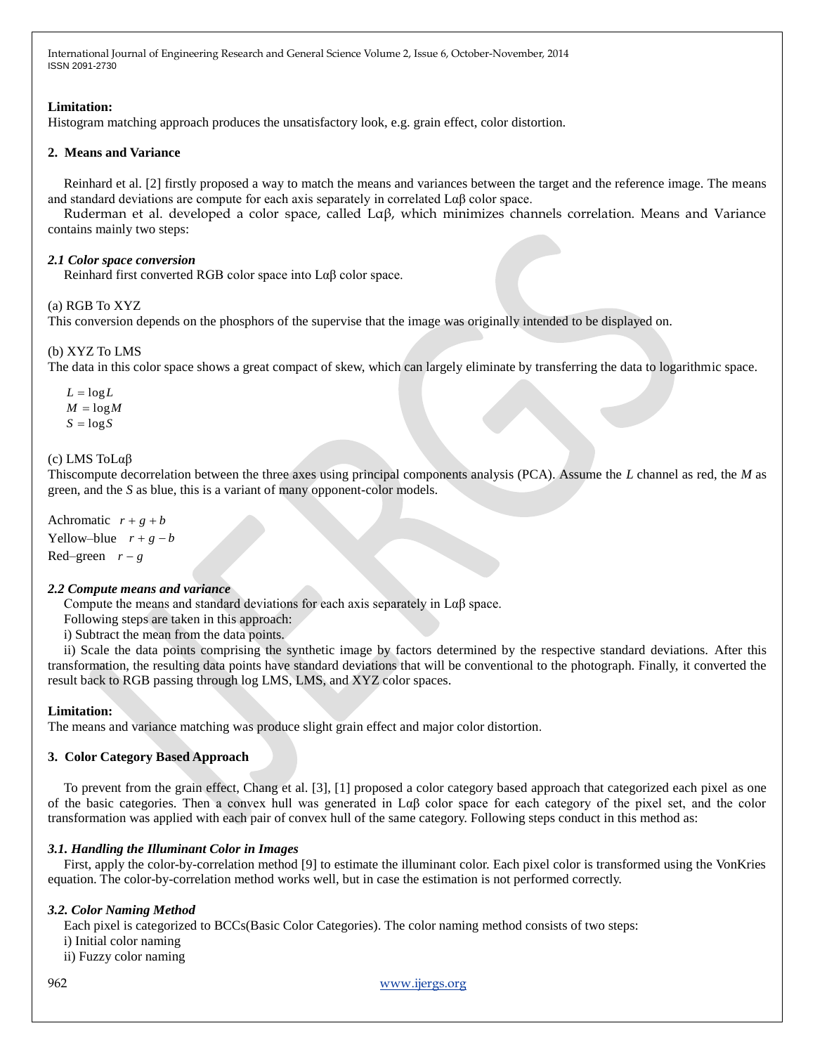**Limitation:**

Histogram matching approach produces the unsatisfactory look, e.g. grain effect, color distortion.

## 2. Means and Variance

Reinhard et al. [2] firstly proposed a way to match the means and variances between the target and the reference image. The means and standard deviations are compute for each axis separately in correlated Lαβ color space.

Ruderman et al. developed a color space, called Lαβ, which minimizes channels correlation. Means and Variance contains mainly two steps:

### *2.1 Color space conversion*

Reinhard first converted RGB color space into Lαβ color space.

(a) RGB To XYZ

This conversion depends on the phosphors of the supervise that the image was originally intended to be displayed on.

(b) XYZ To LMS

The data in this color space shows a great compact of skew, which can largely eliminate by transferring the data to logarithmic space.

$$L = \log L$$
$$M = \log M$$
$$S = \log S$$

(c) LMS ToLαβ

Thiscompute decorrelation between the three axes using principal components analysis (PCA). Assume the *L* channel as red, the *M* as green, and the *S* as blue, this is a variant of many opponent-color models.

Achromatic $r + g + b$

Yellow–blue $r + g - b$

Red–green $r - g$

### *2.2 Compute means and variance*

Compute the means and standard deviations for each axis separately in Lαβ space.

Following steps are taken in this approach:

i) Subtract the mean from the data points.

ii) Scale the data points comprising the synthetic image by factors determined by the respective standard deviations. After this transformation, the resulting data points have standard deviations that will be conventional to the photograph. Finally, it converted the result back to RGB passing through log LMS, LMS, and XYZ color spaces.

**Limitation:**

The means and variance matching was produce slight grain effect and major color distortion.

## 3. Color Category Based Approach

To prevent from the grain effect, Chang et al. [3], [1] proposed a color category based approach that categorized each pixel as one of the basic categories. Then a convex hull was generated in Lαβ color space for each category of the pixel set, and the color transformation was applied with each pair of convex hull of the same category. Following steps conduct in this method as:

### *3.1. Handling the Illuminant Color in Images*

First, apply the color-by-correlation method [9] to estimate the illuminant color. Each pixel color is transformed using the VonKries equation. The color-by-correlation method works well, but in case the estimation is not performed correctly.

### *3.2. Color Naming Method*

Each pixel is categorized to BCCs(Basic Color Categories). The color naming method consists of two steps:

i) Initial color naming

ii) Fuzzy color naming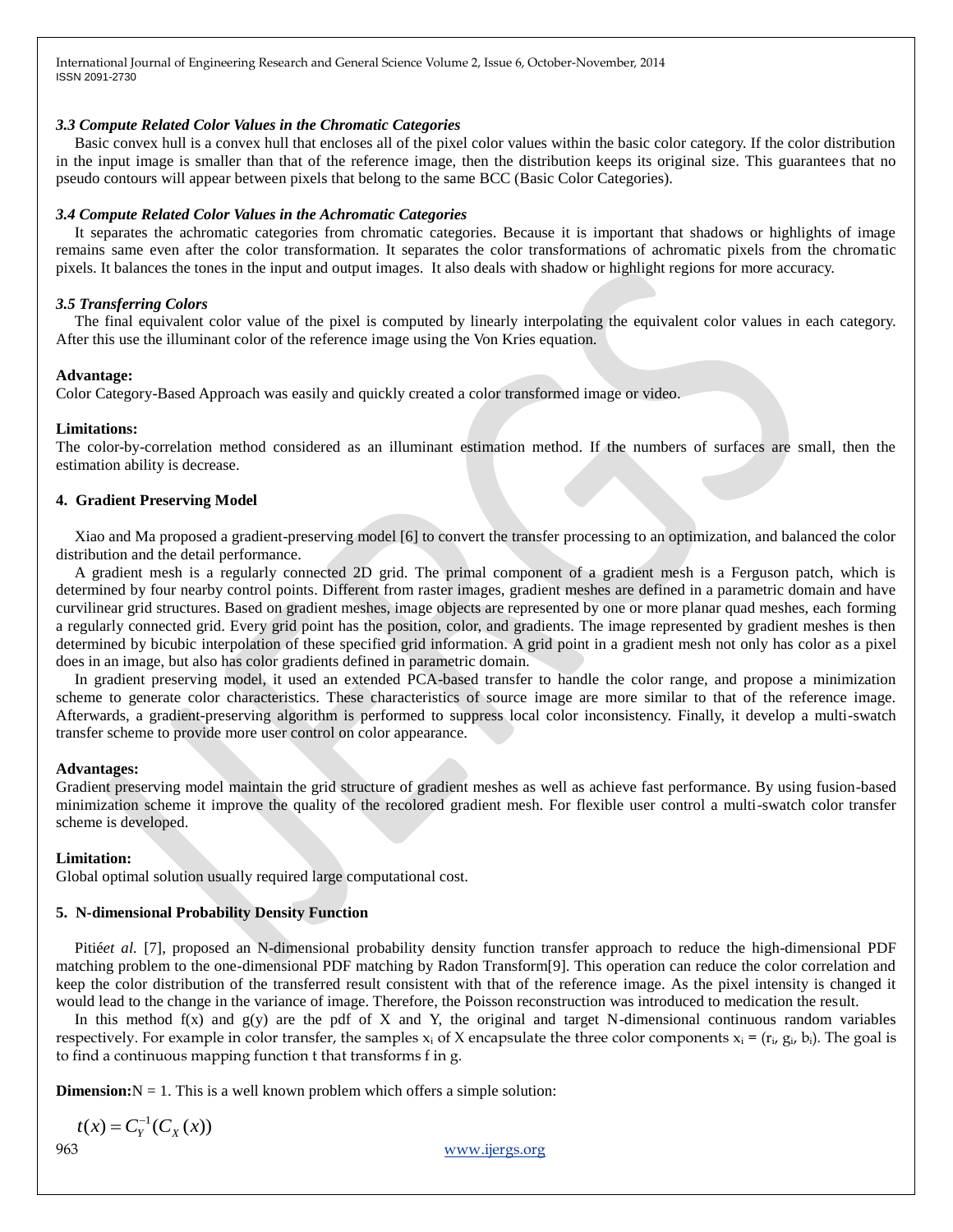### *3.3 Compute Related Color Values in the Chromatic Categories*

Basic convex hull is a convex hull that encloses all of the pixel color values within the basic color category. If the color distribution in the input image is smaller than that of the reference image, then the distribution keeps its original size. This guarantees that no pseudo contours will appear between pixels that belong to the same BCC (Basic Color Categories).

### *3.4 Compute Related Color Values in the Achromatic Categories*

It separates the achromatic categories from chromatic categories. Because it is important that shadows or highlights of image remains same even after the color transformation. It separates the color transformations of achromatic pixels from the chromatic pixels. It balances the tones in the input and output images. It also deals with shadow or highlight regions for more accuracy.

### *3.5 Transferring Colors*

The final equivalent color value of the pixel is computed by linearly interpolating the equivalent color values in each category. After this use the illuminant color of the reference image using the Von Kries equation.

**Advantage:**

Color Category-Based Approach was easily and quickly created a color transformed image or video.

**Limitations:**

The color-by-correlation method considered as an illuminant estimation method. If the numbers of surfaces are small, then the estimation ability is decrease.

## 4. Gradient Preserving Model

Xiao and Ma proposed a gradient-preserving model [6] to convert the transfer processing to an optimization, and balanced the color distribution and the detail performance.

A gradient mesh is a regularly connected 2D grid. The primal component of a gradient mesh is a Ferguson patch, which is determined by four nearby control points. Different from raster images, gradient meshes are defined in a parametric domain and have curvilinear grid structures. Based on gradient meshes, image objects are represented by one or more planar quad meshes, each forming a regularly connected grid. Every grid point has the position, color, and gradients. The image represented by gradient meshes is then determined by bicubic interpolation of these specified grid information. A grid point in a gradient mesh not only has color as a pixel does in an image, but also has color gradients defined in parametric domain.

In gradient preserving model, it used an extended PCA-based transfer to handle the color range, and propose a minimization scheme to generate color characteristics. These characteristics of source image are more similar to that of the reference image. Afterwards, a gradient-preserving algorithm is performed to suppress local color inconsistency. Finally, it develop a multi-swatch transfer scheme to provide more user control on color appearance.

**Advantages:**

Gradient preserving model maintain the grid structure of gradient meshes as well as achieve fast performance. By using fusion-based minimization scheme it improve the quality of the recolored gradient mesh. For flexible user control a multi-swatch color transfer scheme is developed.

**Limitation:**

Global optimal solution usually required large computational cost.

## 5. N-dimensional Probability Density Function

Pitié*et al.* [7], proposed an N-dimensional probability density function transfer approach to reduce the high-dimensional PDF matching problem to the one-dimensional PDF matching by Radon Transform[9]. This operation can reduce the color correlation and keep the color distribution of the transferred result consistent with that of the reference image. As the pixel intensity is changed it would lead to the change in the variance of image. Therefore, the Poisson reconstruction was introduced to medication the result.

In this method f(x) and g(y) are the pdf of X and Y, the original and target N-dimensional continuous random variables respectively. For example in color transfer, the samples $x_i$ of X encapsulate the three color components $x_i = (r_i, g_i, b_i)$. The goal is to find a continuous mapping function t that transforms f in g.

**Dimension:**N = 1. This is a well known problem which offers a simple solution:

$$t(x) = C_Y^{-1}(C_X(x))$$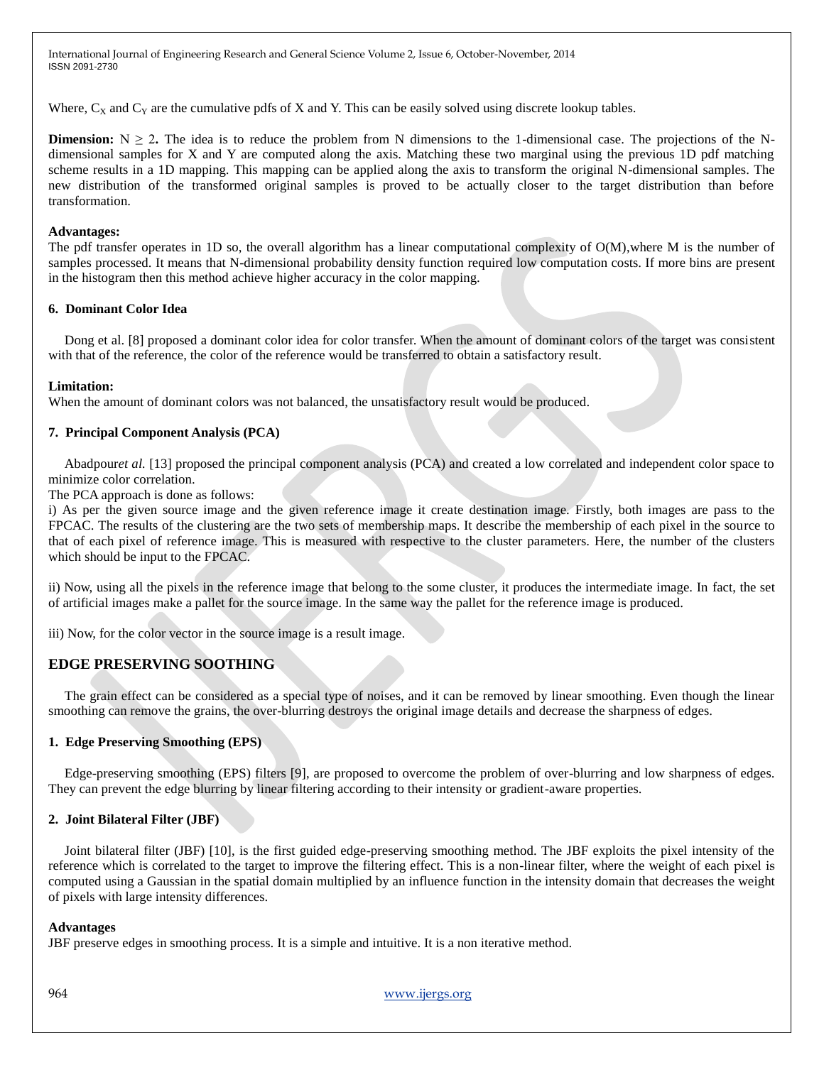Where, $C_X$ and $C_Y$ are the cumulative pdfs of X and Y. This can be easily solved using discrete lookup tables.

**Dimension:** $N \geq 2$**.** The idea is to reduce the problem from N dimensions to the 1-dimensional case. The projections of the N-dimensional samples for X and Y are computed along the axis. Matching these two marginal using the previous 1D pdf matching scheme results in a 1D mapping. This mapping can be applied along the axis to transform the original N-dimensional samples. The new distribution of the transformed original samples is proved to be actually closer to the target distribution than before transformation.

**Advantages:**

The pdf transfer operates in 1D so, the overall algorithm has a linear computational complexity of O(M),where M is the number of samples processed. It means that N-dimensional probability density function required low computation costs. If more bins are present in the histogram then this method achieve higher accuracy in the color mapping.

### 6. Dominant Color Idea

Dong et al. [8] proposed a dominant color idea for color transfer. When the amount of dominant colors of the target was consistent with that of the reference, the color of the reference would be transferred to obtain a satisfactory result.

**Limitation:**

When the amount of dominant colors was not balanced, the unsatisfactory result would be produced.

### 7. Principal Component Analysis (PCA)

Abadpour*et al.* [13] proposed the principal component analysis (PCA) and created a low correlated and independent color space to minimize color correlation.

The PCA approach is done as follows:

i) As per the given source image and the given reference image it create destination image. Firstly, both images are pass to the FPCAC. The results of the clustering are the two sets of membership maps. It describe the membership of each pixel in the source to that of each pixel of reference image. This is measured with respective to the cluster parameters. Here, the number of the clusters which should be input to the FPCAC.

ii) Now, using all the pixels in the reference image that belong to the some cluster, it produces the intermediate image. In fact, the set of artificial images make a pallet for the source image. In the same way the pallet for the reference image is produced.

iii) Now, for the color vector in the source image is a result image.

## EDGE PRESERVING SOOTHING

The grain effect can be considered as a special type of noises, and it can be removed by linear smoothing. Even though the linear smoothing can remove the grains, the over-blurring destroys the original image details and decrease the sharpness of edges.

### 1. Edge Preserving Smoothing (EPS)

Edge-preserving smoothing (EPS) filters [9], are proposed to overcome the problem of over-blurring and low sharpness of edges. They can prevent the edge blurring by linear filtering according to their intensity or gradient-aware properties.

### 2. Joint Bilateral Filter (JBF)

Joint bilateral filter (JBF) [10], is the first guided edge-preserving smoothing method. The JBF exploits the pixel intensity of the reference which is correlated to the target to improve the filtering effect. This is a non-linear filter, where the weight of each pixel is computed using a Gaussian in the spatial domain multiplied by an influence function in the intensity domain that decreases the weight of pixels with large intensity differences.

**Advantages**

JBF preserve edges in smoothing process. It is a simple and intuitive. It is a non iterative method.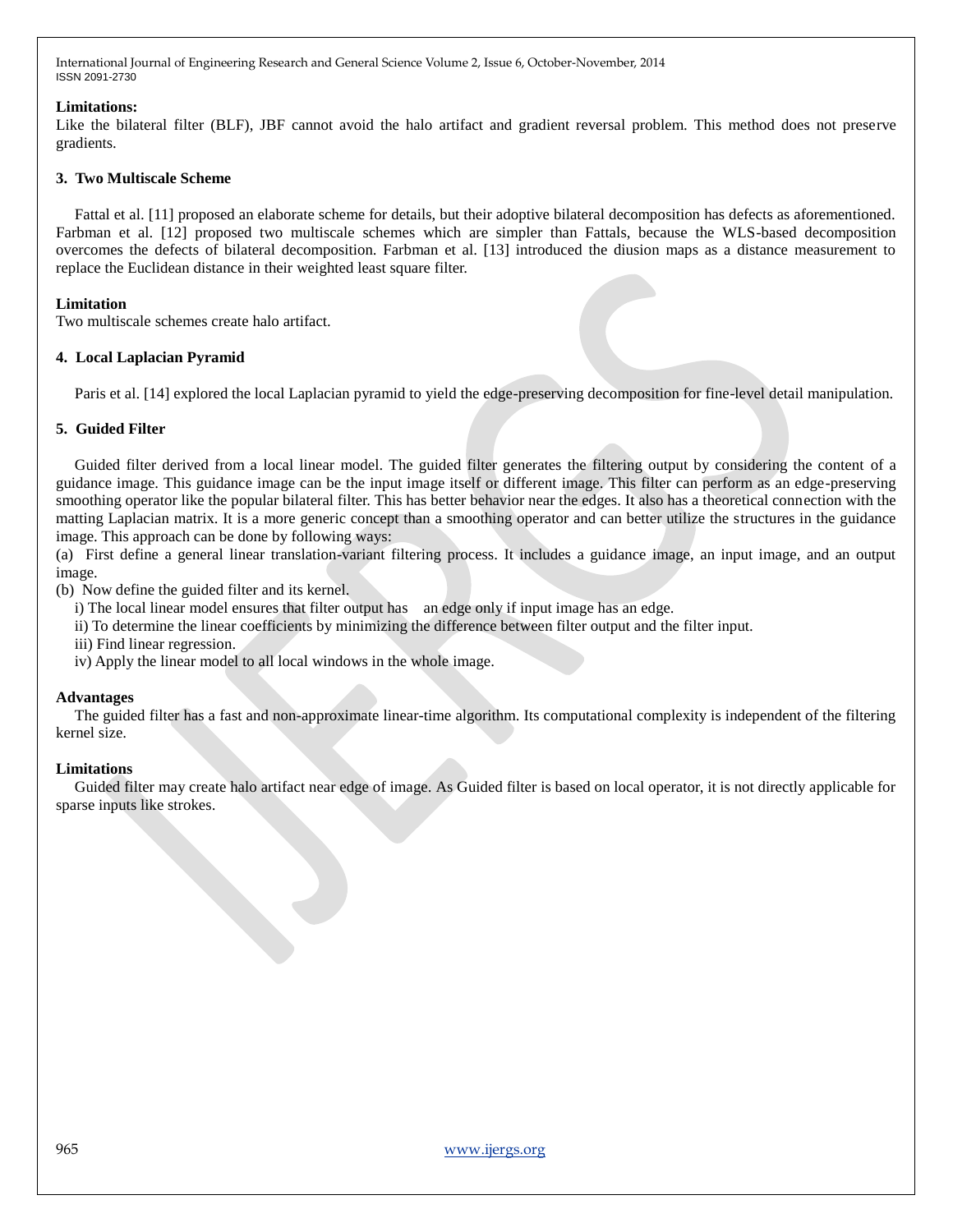**Limitations:**

Like the bilateral filter (BLF), JBF cannot avoid the halo artifact and gradient reversal problem. This method does not preserve gradients.

**3. Two Multiscale Scheme**

Fattal et al. [11] proposed an elaborate scheme for details, but their adoptive bilateral decomposition has defects as aforementioned. Farbman et al. [12] proposed two multiscale schemes which are simpler than Fattals, because the WLS-based decomposition overcomes the defects of bilateral decomposition. Farbman et al. [13] introduced the diusion maps as a distance measurement to replace the Euclidean distance in their weighted least square filter.

**Limitation**

Two multiscale schemes create halo artifact.

**4. Local Laplacian Pyramid**

Paris et al. [14] explored the local Laplacian pyramid to yield the edge-preserving decomposition for fine-level detail manipulation.

**5. Guided Filter**

Guided filter derived from a local linear model. The guided filter generates the filtering output by considering the content of a guidance image. This guidance image can be the input image itself or different image. This filter can perform as an edge-preserving smoothing operator like the popular bilateral filter. This has better behavior near the edges. It also has a theoretical connection with the matting Laplacian matrix. It is a more generic concept than a smoothing operator and can better utilize the structures in the guidance image. This approach can be done by following ways:

(a) First define a general linear translation-variant filtering process. It includes a guidance image, an input image, and an output image.

(b) Now define the guided filter and its kernel.

i) The local linear model ensures that filter output has an edge only if input image has an edge.

ii) To determine the linear coefficients by minimizing the difference between filter output and the filter input.

iii) Find linear regression.

iv) Apply the linear model to all local windows in the whole image.

**Advantages**

The guided filter has a fast and non-approximate linear-time algorithm. Its computational complexity is independent of the filtering kernel size.

**Limitations**

Guided filter may create halo artifact near edge of image. As Guided filter is based on local operator, it is not directly applicable for sparse inputs like strokes.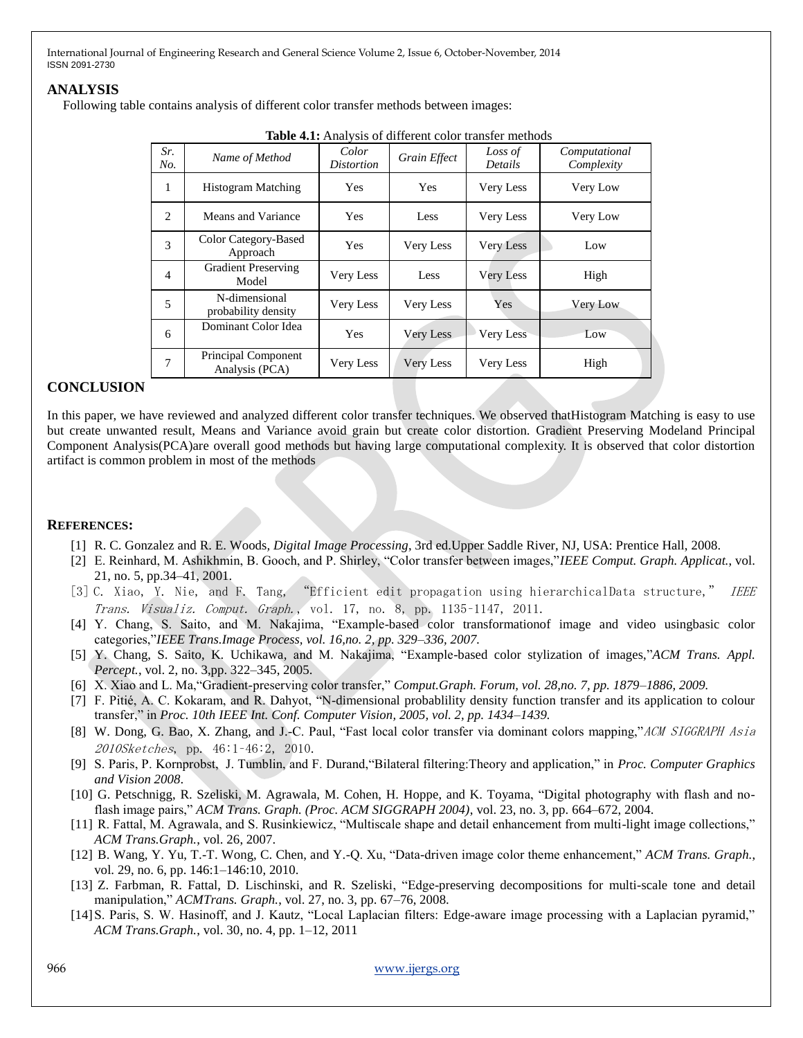## ANALYSIS

Following table contains analysis of different color transfer methods between images:

**Table 4.1:** Analysis of different color transfer methods

| *Sr. No.* | *Name of Method* | *Color Distortion* | *Grain Effect* | *Loss of Details* | *Computational Complexity* |
|---|---|---|---|---|---|
| 1 | Histogram Matching | Yes | Yes | Very Less | Very Low |
| 2 | Means and Variance | Yes | Less | Very Less | Very Low |
| 3 | Color Category-Based Approach | Yes | Very Less | Very Less | Low |
| 4 | Gradient Preserving Model | Very Less | Less | Very Less | High |
| 5 | N-dimensional probability density | Very Less | Very Less | Yes | Very Low |
| 6 | Dominant Color Idea | Yes | Very Less | Very Less | Low |
| 7 | Principal Component Analysis (PCA) | Very Less | Very Less | Very Less | High |

## CONCLUSION

In this paper, we have reviewed and analyzed different color transfer techniques. We observed thatHistogram Matching is easy to use but create unwanted result, Means and Variance avoid grain but create color distortion. Gradient Preserving Modeland Principal Component Analysis(PCA)are overall good methods but having large computational complexity. It is observed that color distortion artifact is common problem in most of the methods

### REFERENCES:

[1] R. C. Gonzalez and R. E. Woods, *Digital Image Processing*, 3rd ed.Upper Saddle River, NJ, USA: Prentice Hall, 2008.

[2] E. Reinhard, M. Ashikhmin, B. Gooch, and P. Shirley, "Color transfer between images,"*IEEE Comput. Graph. Applicat.*, vol. 21, no. 5, pp.34–41, 2001.

[3] C. Xiao, Y. Nie, and F. Tang, "Efficient edit propagation using hierarchicalData structure," *IEEE Trans. Visualiz. Comput. Graph.*, vol. 17, no. 8, pp. 1135-1147, 2011.

[4] Y. Chang, S. Saito, and M. Nakajima, "Example-based color transformationof image and video usingbasic color categories,"*IEEE Trans.Image Process, vol. 16,no. 2, pp. 329–336, 2007.*

[5] Y. Chang, S. Saito, K. Uchikawa, and M. Nakajima, "Example-based color stylization of images,"*ACM Trans. Appl. Percept.*, vol. 2, no. 3,pp. 322–345, 2005.

[6] X. Xiao and L. Ma,"Gradient-preserving color transfer," *Comput.Graph. Forum, vol. 28,no. 7, pp. 1879–1886, 2009.*

[7] F. Pitié, A. C. Kokaram, and R. Dahyot, "N-dimensional probablility density function transfer and its application to colour transfer," in *Proc. 10th IEEE Int. Conf. Computer Vision, 2005, vol. 2, pp. 1434–1439.*

[8] W. Dong, G. Bao, X. Zhang, and J.-C. Paul, "Fast local color transfer via dominant colors mapping,"*ACM SIGGRAPH Asia 2010Sketches*, pp. 46:1-46:2, 2010.

[9] S. Paris, P. Kornprobst, J. Tumblin, and F. Durand,"Bilateral filtering:Theory and application," in *Proc. Computer Graphics and Vision 2008*.

[10] G. Petschnigg, R. Szeliski, M. Agrawala, M. Cohen, H. Hoppe, and K. Toyama, "Digital photography with flash and no-flash image pairs," *ACM Trans. Graph. (Proc. ACM SIGGRAPH 2004)*, vol. 23, no. 3, pp. 664–672, 2004.

[11] R. Fattal, M. Agrawala, and S. Rusinkiewicz, "Multiscale shape and detail enhancement from multi-light image collections," *ACM Trans.Graph.*, vol. 26, 2007.

[12] B. Wang, Y. Yu, T.-T. Wong, C. Chen, and Y.-Q. Xu, "Data-driven image color theme enhancement," *ACM Trans. Graph.*, vol. 29, no. 6, pp. 146:1–146:10, 2010.

[13] Z. Farbman, R. Fattal, D. Lischinski, and R. Szeliski, "Edge-preserving decompositions for multi-scale tone and detail manipulation," *ACMTrans. Graph.*, vol. 27, no. 3, pp. 67–76, 2008.

[14] S. Paris, S. W. Hasinoff, and J. Kautz, "Local Laplacian filters: Edge-aware image processing with a Laplacian pyramid," *ACM Trans.Graph.*, vol. 30, no. 4, pp. 1–12, 2011